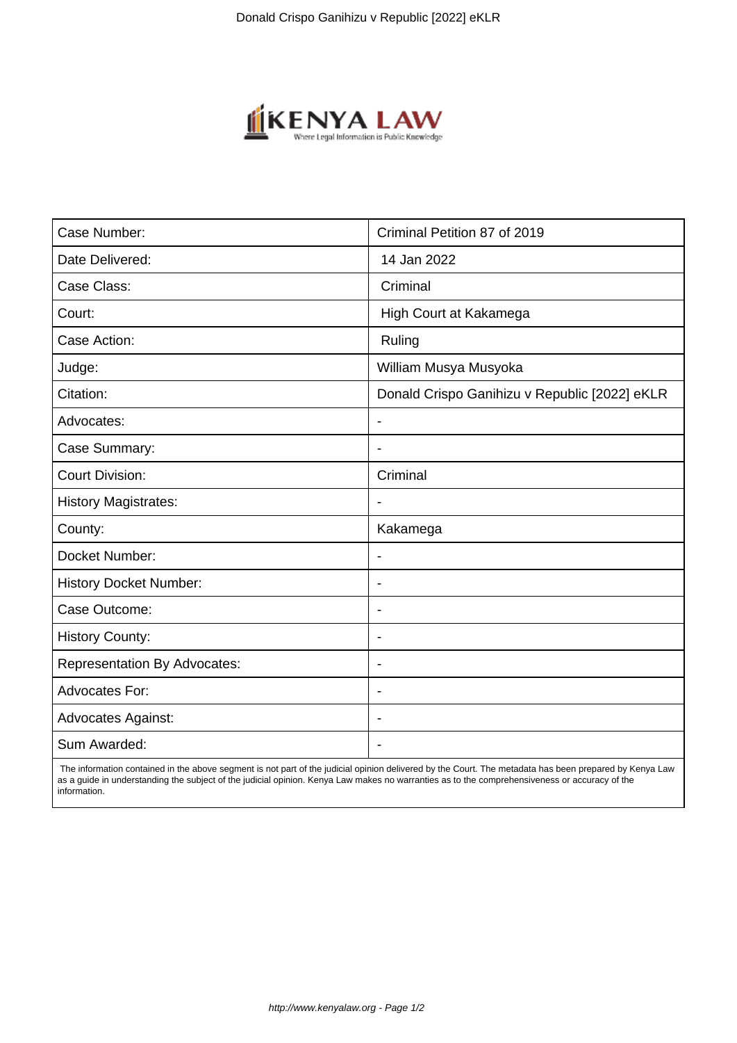| Case Number: | Criminal Petition 87 of 2019 |
| --- | --- |
| Date Delivered: | 14 Jan 2022 |
| Case Class: | Criminal |
| Court: | High Court at Kakamega |
| Case Action: | Ruling |
| Judge: | William Musya Musyoka |
| Citation: | Donald Crispo Ganihizu v Republic [2022] eKLR |
| Advocates: | - |
| Case Summary: | - |
| Court Division: | Criminal |
| History Magistrates: | - |
| County: | Kakamega |
| Docket Number: | - |
| History Docket Number: | - |
| Case Outcome: | - |
| History County: | - |
| Representation By Advocates: | - |
| Advocates For: | - |
| Advocates Against: | - |
| Sum Awarded: | - |

The information contained in the above segment is not part of the judicial opinion delivered by the Court. The metadata has been prepared by Kenya Law as a guide in understanding the subject of the judicial opinion. Kenya Law makes no warranties as to the comprehensiveness or accuracy of the information.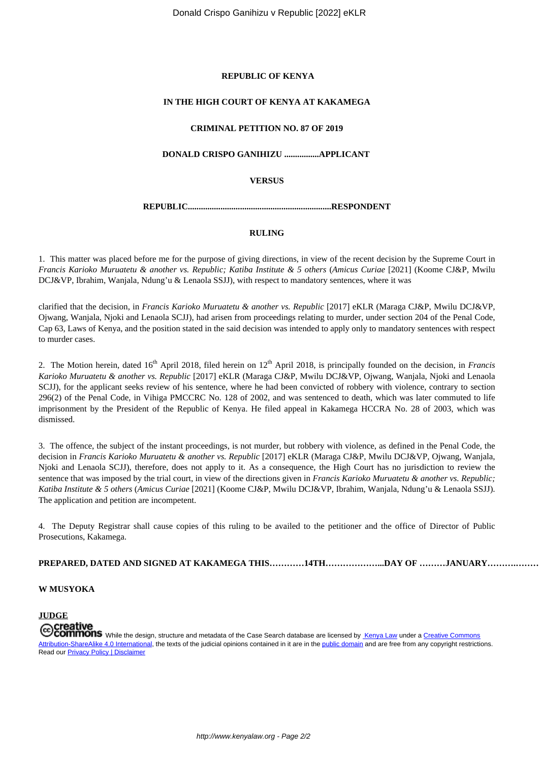**REPUBLIC OF KENYA**

**IN THE HIGH COURT OF KENYA AT KAKAMEGA**

**CRIMINAL PETITION NO. 87 OF 2019**

**DONALD CRISPO GANIHIZU ................APPLICANT**

**VERSUS**

**REPUBLIC.................................................................RESPONDENT**

**RULING**

1. This matter was placed before me for the purpose of giving directions, in view of the recent decision by the Supreme Court in *Francis Karioko Muruatetu & another vs. Republic; Katiba Institute & 5 others* (*Amicus Curiae* [2021] (Koome CJ&P, Mwilu DCJ&VP, Ibrahim, Wanjala, Ndung'u & Lenaola SSJJ), with respect to mandatory sentences, where it was

clarified that the decision, in *Francis Karioko Muruatetu & another vs. Republic* [2017] eKLR (Maraga CJ&P, Mwilu DCJ&VP, Ojwang, Wanjala, Njoki and Lenaola SCJJ), had arisen from proceedings relating to murder, under section 204 of the Penal Code, Cap 63, Laws of Kenya, and the position stated in the said decision was intended to apply only to mandatory sentences with respect to murder cases.

2. The Motion herein, dated 16th April 2018, filed herein on 12th April 2018, is principally founded on the decision, in *Francis Karioko Muruatetu & another vs. Republic* [2017] eKLR (Maraga CJ&P, Mwilu DCJ&VP, Ojwang, Wanjala, Njoki and Lenaola SCJJ), for the applicant seeks review of his sentence, where he had been convicted of robbery with violence, contrary to section 296(2) of the Penal Code, in Vihiga PMCCRC No. 128 of 2002, and was sentenced to death, which was later commuted to life imprisonment by the President of the Republic of Kenya. He filed appeal in Kakamega HCCRA No. 28 of 2003, which was dismissed.

3. The offence, the subject of the instant proceedings, is not murder, but robbery with violence, as defined in the Penal Code, the decision in *Francis Karioko Muruatetu & another vs. Republic* [2017] eKLR (Maraga CJ&P, Mwilu DCJ&VP, Ojwang, Wanjala, Njoki and Lenaola SCJJ), therefore, does not apply to it. As a consequence, the High Court has no jurisdiction to review the sentence that was imposed by the trial court, in view of the directions given in *Francis Karioko Muruatetu & another vs. Republic; Katiba Institute & 5 others* (*Amicus Curiae* [2021] (Koome CJ&P, Mwilu DCJ&VP, Ibrahim, Wanjala, Ndung'u & Lenaola SSJJ). The application and petition are incompetent.

4. The Deputy Registrar shall cause copies of this ruling to be availed to the petitioner and the office of Director of Public Prosecutions, Kakamega.

**PREPARED, DATED AND SIGNED AT KAKAMEGA THIS…………14TH………………...DAY OF ………JANUARY……….………**

**W MUSYOKA**

**JUDGE**

While the design, structure and metadata of the Case Search database are licensed by Kenya Law under a Creative Commons Attribution-ShareAlike 4.0 International, the texts of the judicial opinions contained in it are in the public domain and are free from any copyright restrictions. Read our Privacy Policy | Disclaimer